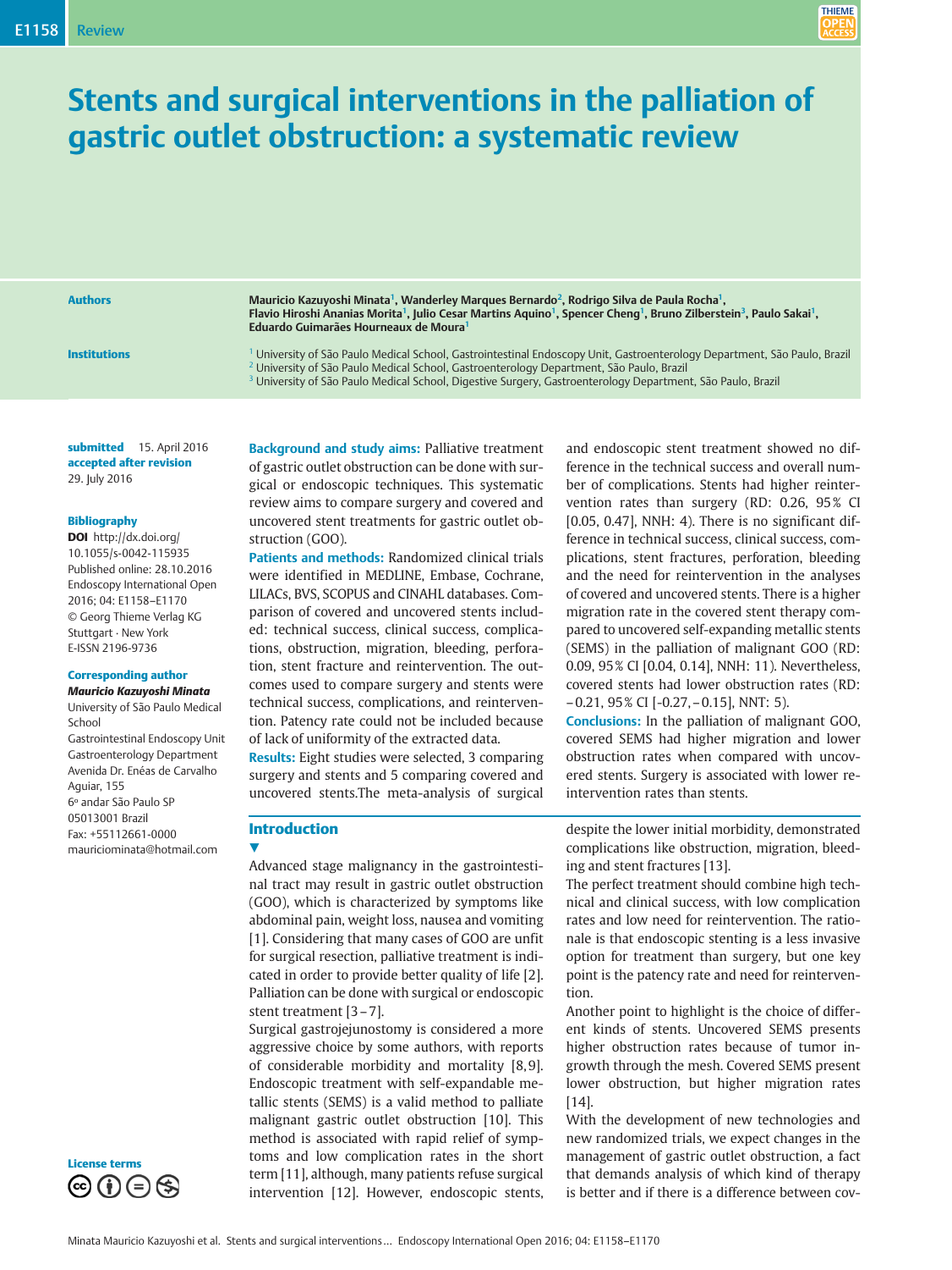# Stents and surgical interventions in the palliation of gastric outlet obstruction: a systematic review

**Authors**

Mauricio Kazuyoshi Minata[1], Wanderley Marques Bernardo[2], Rodrigo Silva de Paula Rocha[1], Flavio Hiroshi Ananias Morita[1], Julio Cesar Martins Aquino[1], Spencer Cheng[1], Bruno Zilberstein[3], Paulo Sakai[1], Eduardo Guimarães Hourneaux de Moura[1]

**Institutions**

[1] University of São Paulo Medical School, Gastrointestinal Endoscopy Unit, Gastroenterology Department, São Paulo, Brazil
[2] University of São Paulo Medical School, Gastroenterology Department, São Paulo, Brazil
[3] University of São Paulo Medical School, Digestive Surgery, Gastroenterology Department, São Paulo, Brazil

**submitted** 15. April 2016
**accepted after revision** 29. July 2016

**Bibliography**

**DOI** http://dx.doi.org/10.1055/s-0042-115935
Published online: 28.10.2016
Endoscopy International Open 2016; 04: E1158–E1170
© Georg Thieme Verlag KG Stuttgart · New York
E-ISSN 2196-9736

**Corresponding author**

***Mauricio Kazuyoshi Minata***
University of São Paulo Medical School
Gastrointestinal Endoscopy Unit
Gastroenterology Department
Avenida Dr. Enéas de Carvalho Aguiar, 155
6º andar São Paulo SP
05013001 Brazil
Fax: +55112661-0000
mauriciominata@hotmail.com

**License terms**

**Background and study aims:** Palliative treatment of gastric outlet obstruction can be done with surgical or endoscopic techniques. This systematic review aims to compare surgery and covered and uncovered stent treatments for gastric outlet obstruction (GOO).

**Patients and methods:** Randomized clinical trials were identified in MEDLINE, Embase, Cochrane, LILACs, BVS, SCOPUS and CINAHL databases. Comparison of covered and uncovered stents included: technical success, clinical success, complications, obstruction, migration, bleeding, perforation, stent fracture and reintervention. The outcomes used to compare surgery and stents were technical success, complications, and reintervention. Patency rate could not be included because of lack of uniformity of the extracted data.

**Results:** Eight studies were selected, 3 comparing surgery and stents and 5 comparing covered and uncovered stents.The meta-analysis of surgical and endoscopic stent treatment showed no difference in the technical success and overall number of complications. Stents had higher reintervention rates than surgery (RD: 0.26, 95% CI [0.05, 0.47], NNH: 4). There is no significant difference in technical success, clinical success, complications, stent fractures, perforation, bleeding and the need for reintervention in the analyses of covered and uncovered stents. There is a higher migration rate in the covered stent therapy compared to uncovered self-expanding metallic stents (SEMS) in the palliation of malignant GOO (RD: 0.09, 95% CI [0.04, 0.14], NNH: 11). Nevertheless, covered stents had lower obstruction rates (RD: −0.21, 95% CI [-0.27, −0.15], NNT: 5).

**Conclusions:** In the palliation of malignant GOO, covered SEMS had higher migration and lower obstruction rates when compared with uncovered stents. Surgery is associated with lower reintervention rates than stents.

## Introduction

Advanced stage malignancy in the gastrointestinal tract may result in gastric outlet obstruction (GOO), which is characterized by symptoms like abdominal pain, weight loss, nausea and vomiting [1]. Considering that many cases of GOO are unfit for surgical resection, palliative treatment is indicated in order to provide better quality of life [2]. Palliation can be done with surgical or endoscopic stent treatment [3–7].

Surgical gastrojejunostomy is considered a more aggressive choice by some authors, with reports of considerable morbidity and mortality [8, 9]. Endoscopic treatment with self-expandable metallic stents (SEMS) is a valid method to palliate malignant gastric outlet obstruction [10]. This method is associated with rapid relief of symptoms and low complication rates in the short term [11], although, many patients refuse surgical intervention [12]. However, endoscopic stents, despite the lower initial morbidity, demonstrated complications like obstruction, migration, bleeding and stent fractures [13].

The perfect treatment should combine high technical and clinical success, with low complication rates and low need for reintervention. The rationale is that endoscopic stenting is a less invasive option for treatment than surgery, but one key point is the patency rate and need for reintervention.

Another point to highlight is the choice of different kinds of stents. Uncovered SEMS presents higher obstruction rates because of tumor ingrowth through the mesh. Covered SEMS present lower obstruction, but higher migration rates [14].

With the development of new technologies and new randomized trials, we expect changes in the management of gastric outlet obstruction, a fact that demands analysis of which kind of therapy is better and if there is a difference between cov-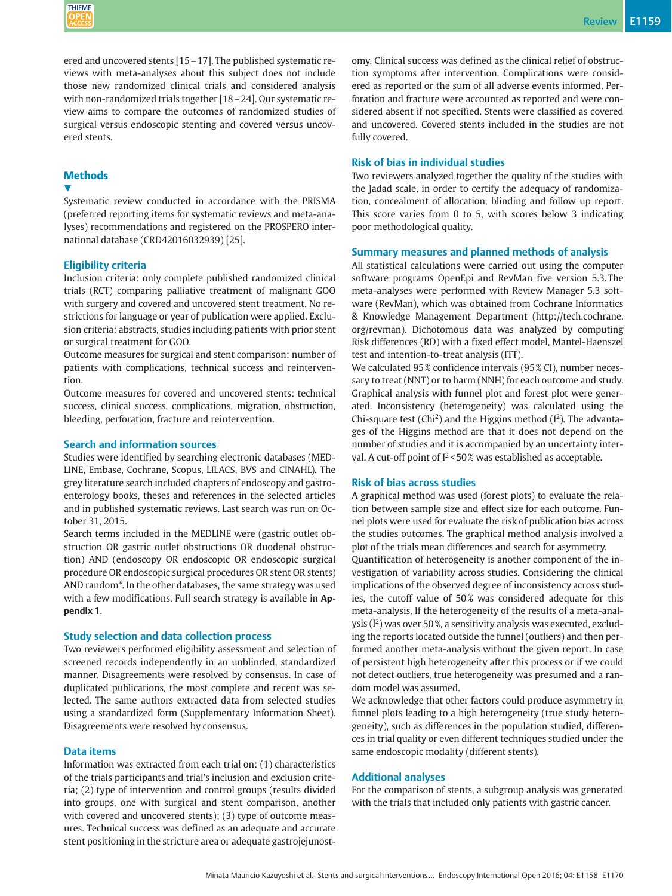ered and uncovered stents [15 – 17]. The published systematic reviews with meta-analyses about this subject does not include those new randomized clinical trials and considered analysis with non-randomized trials together [18 – 24]. Our systematic review aims to compare the outcomes of randomized studies of surgical versus endoscopic stenting and covered versus uncovered stents.

## Methods

Systematic review conducted in accordance with the PRISMA (preferred reporting items for systematic reviews and meta-analyses) recommendations and registered on the PROSPERO international database (CRD42016032939) [25].

### Eligibility criteria

Inclusion criteria: only complete published randomized clinical trials (RCT) comparing palliative treatment of malignant GOO with surgery and covered and uncovered stent treatment. No restrictions for language or year of publication were applied. Exclusion criteria: abstracts, studies including patients with prior stent or surgical treatment for GOO.

Outcome measures for surgical and stent comparison: number of patients with complications, technical success and reintervention.

Outcome measures for covered and uncovered stents: technical success, clinical success, complications, migration, obstruction, bleeding, perforation, fracture and reintervention.

### Search and information sources

Studies were identified by searching electronic databases (MEDLINE, Embase, Cochrane, Scopus, LILACS, BVS and CINAHL). The grey literature search included chapters of endoscopy and gastroenterology books, theses and references in the selected articles and in published systematic reviews. Last search was run on October 31, 2015.

Search terms included in the MEDLINE were (gastric outlet obstruction OR gastric outlet obstructions OR duodenal obstruction) AND (endoscopy OR endoscopic OR endoscopic surgical procedure OR endoscopic surgical procedures OR stent OR stents) AND random*. In the other databases, the same strategy was used with a few modifications. Full search strategy is available in **Appendix 1**.

### Study selection and data collection process

Two reviewers performed eligibility assessment and selection of screened records independently in an unblinded, standardized manner. Disagreements were resolved by consensus. In case of duplicated publications, the most complete and recent was selected. The same authors extracted data from selected studies using a standardized form (Supplementary Information Sheet). Disagreements were resolved by consensus.

### Data items

Information was extracted from each trial on: (1) characteristics of the trials participants and trial's inclusion and exclusion criteria; (2) type of intervention and control groups (results divided into groups, one with surgical and stent comparison, another with covered and uncovered stents); (3) type of outcome measures. Technical success was defined as an adequate and accurate stent positioning in the stricture area or adequate gastrojejunostomy. Clinical success was defined as the clinical relief of obstruction symptoms after intervention. Complications were considered as reported or the sum of all adverse events informed. Perforation and fracture were accounted as reported and were considered absent if not specified. Stents were classified as covered and uncovered. Covered stents included in the studies are not fully covered.

### Risk of bias in individual studies

Two reviewers analyzed together the quality of the studies with the Jadad scale, in order to certify the adequacy of randomization, concealment of allocation, blinding and follow up report. This score varies from 0 to 5, with scores below 3 indicating poor methodological quality.

### Summary measures and planned methods of analysis

All statistical calculations were carried out using the computer software programs OpenEpi and RevMan five version 5.3. The meta-analyses were performed with Review Manager 5.3 software (RevMan), which was obtained from Cochrane Informatics & Knowledge Management Department (http://tech.cochrane.org/revman). Dichotomous data was analyzed by computing Risk differences (RD) with a fixed effect model, Mantel-Haenszel test and intention-to-treat analysis (ITT).

We calculated 95 % confidence intervals (95 % CI), number necessary to treat (NNT) or to harm (NNH) for each outcome and study. Graphical analysis with funnel plot and forest plot were generated. Inconsistency (heterogeneity) was calculated using the Chi-square test ($Chi^2$) and the Higgins method ($I^2$). The advantages of the Higgins method are that it does not depend on the number of studies and it is accompanied by an uncertainty interval. A cut-off point of $I^2 < 50\%$ was established as acceptable.

### Risk of bias across studies

A graphical method was used (forest plots) to evaluate the relation between sample size and effect size for each outcome. Funnel plots were used for evaluate the risk of publication bias across the studies outcomes. The graphical method analysis involved a plot of the trials mean differences and search for asymmetry.

Quantification of heterogeneity is another component of the investigation of variability across studies. Considering the clinical implications of the observed degree of inconsistency across studies, the cutoff value of 50 % was considered adequate for this meta-analysis. If the heterogeneity of the results of a meta-analysis ($I^2$) was over 50 %, a sensitivity analysis was executed, excluding the reports located outside the funnel (outliers) and then performed another meta-analysis without the given report. In case of persistent high heterogeneity after this process or if we could not detect outliers, true heterogeneity was presumed and a random model was assumed.

We acknowledge that other factors could produce asymmetry in funnel plots leading to a high heterogeneity (true study heterogeneity), such as differences in the population studied, differences in trial quality or even different techniques studied under the same endoscopic modality (different stents).

### Additional analyses

For the comparison of stents, a subgroup analysis was generated with the trials that included only patients with gastric cancer.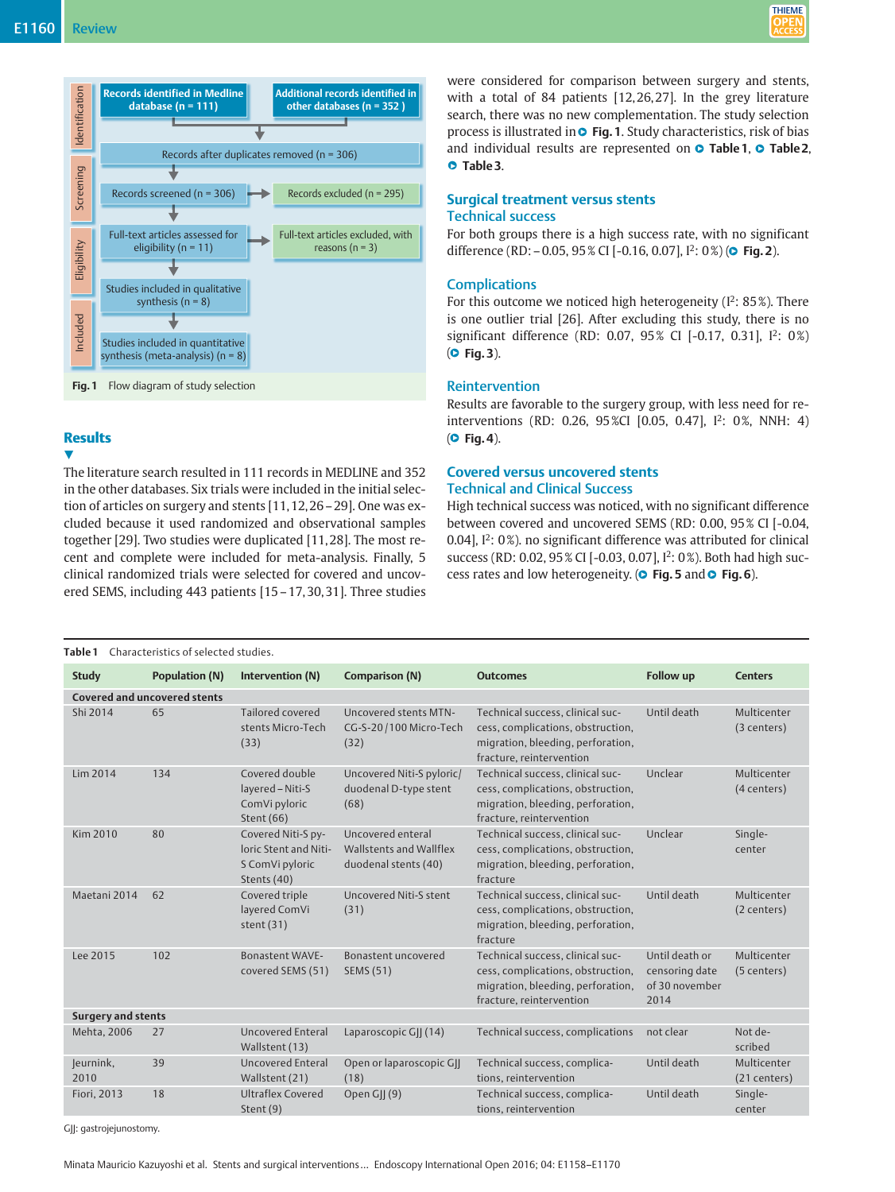Records identified in Medline database (n = 111)

Additional records identified in other databases (n = 352)

Records after duplicates removed (n = 306)

Records screened (n = 306)

Records excluded (n = 295)

Full-text articles assessed for eligibility (n = 11)

Full-text articles excluded, with reasons (n = 3)

Studies included in qualitative synthesis (n = 8)

Studies included in quantitative synthesis (meta-analysis) (n = 8)

Identification / Screening / Eligibility / Included

**Fig. 1** Flow diagram of study selection

## Results

The literature search resulted in 111 records in MEDLINE and 352 in the other databases. Six trials were included in the initial selection of articles on surgery and stents [11, 12, 26 – 29]. One was excluded because it used randomized and observational samples together [29]. Two studies were duplicated [11, 28]. The most recent and complete were included for meta-analysis. Finally, 5 clinical randomized trials were selected for covered and uncovered SEMS, including 443 patients [15 – 17, 30, 31]. Three studies were considered for comparison between surgery and stents, with a total of 84 patients [12, 26, 27]. In the grey literature search, there was no new complementation. The study selection process is illustrated in Fig. 1. Study characteristics, risk of bias and individual results are represented on Table 1, Table 2, Table 3.

## Surgical treatment versus stents

### Technical success

For both groups there is a high success rate, with no significant difference (RD: – 0.05, 95 % CI [-0.16, 0.07], $I^2$: 0 %) (Fig. 2).

### Complications

For this outcome we noticed high heterogeneity ($I^2$: 85 %). There is one outlier trial [26]. After excluding this study, there is no significant difference (RD: 0.07, 95 % CI [-0.17, 0.31], $I^2$: 0 %) (Fig. 3).

### Reintervention

Results are favorable to the surgery group, with less need for reinterventions (RD: 0.26, 95 %CI [0.05, 0.47], $I^2$: 0 %, NNH: 4) (Fig. 4).

## Covered versus uncovered stents

### Technical and Clinical Success

High technical success was noticed, with no significant difference between covered and uncovered SEMS (RD: 0.00, 95 % CI [-0.04, 0.04], $I^2$: 0 %). no significant difference was attributed for clinical success (RD: 0.02, 95 % CI [-0.03, 0.07], $I^2$: 0 %). Both had high success rates and low heterogeneity. (Fig. 5 and Fig. 6).

**Table 1** Characteristics of selected studies.

| Study | Population (N) | Intervention (N) | Comparison (N) | Outcomes | Follow up | Centers |
|---|---|---|---|---|---|---|
| **Covered and uncovered stents** | | | | | | |
| Shi 2014 | 65 | Tailored covered stents Micro-Tech (33) | Uncovered stents MTN-CG-S-20 / 100 Micro-Tech (32) | Technical success, clinical success, complications, obstruction, migration, bleeding, perforation, fracture, reintervention | Until death | Multicenter (3 centers) |
| Lim 2014 | 134 | Covered double layered – Niti-S ComVi pyloric Stent (66) | Uncovered Niti-S pyloric/duodenal D-type stent (68) | Technical success, clinical success, complications, obstruction, migration, bleeding, perforation, fracture, reintervention | Unclear | Multicenter (4 centers) |
| Kim 2010 | 80 | Covered Niti-S pyloric Stent and Niti-S ComVi pyloric Stents (40) | Uncovered enteral Wallstents and Wallflex duodenal stents (40) | Technical success, clinical success, complications, obstruction, migration, bleeding, perforation, fracture | Unclear | Single-center |
| Maetani 2014 | 62 | Covered triple layered ComVi stent (31) | Uncovered Niti-S stent (31) | Technical success, clinical success, complications, obstruction, migration, bleeding, perforation, fracture | Until death | Multicenter (2 centers) |
| Lee 2015 | 102 | Bonastent WAVE-covered SEMS (51) | Bonastent uncovered SEMS (51) | Technical success, clinical success, complications, obstruction, migration, bleeding, perforation, fracture, reintervention | Until death or censoring date of 30 november 2014 | Multicenter (5 centers) |
| **Surgery and stents** | | | | | | |
| Mehta, 2006 | 27 | Uncovered Enteral Wallstent (13) | Laparoscopic GJJ (14) | Technical success, complications | not clear | Not described |
| Jeurnink, 2010 | 39 | Uncovered Enteral Wallstent (21) | Open or laparoscopic GJJ (18) | Technical success, complications, reintervention | Until death | Multicenter (21 centers) |
| Fiori, 2013 | 18 | Ultraflex Covered Stent (9) | Open GJJ (9) | Technical success, complications, reintervention | Until death | Single-center |

GJJ: gastrojejunostomy.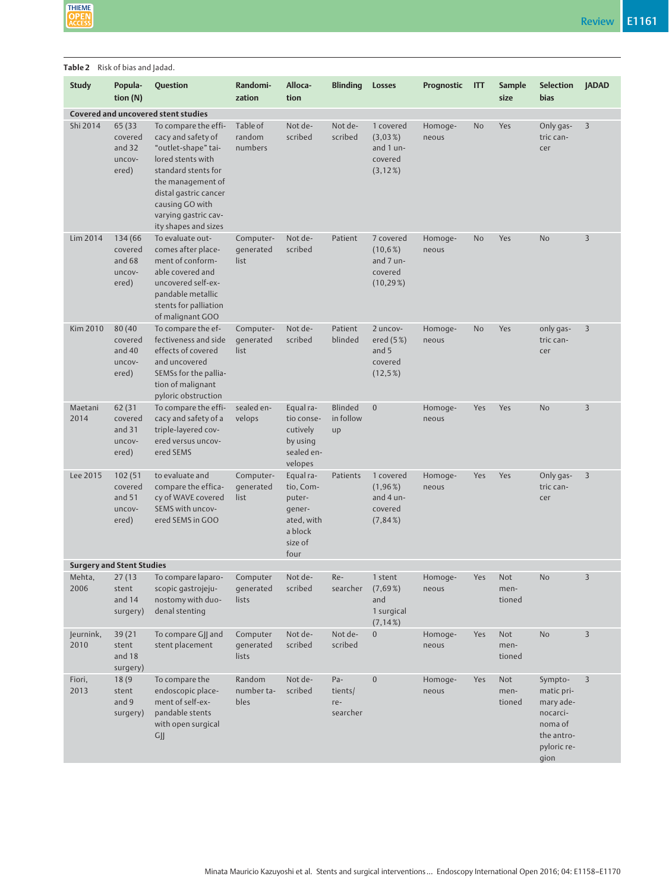**Table 2** Risk of bias and Jadad.

| Study | Population (N) | Question | Randomization | Allocation | Blinding | Losses | Prognostic | ITT | Sample size | Selection bias | JADAD |
|---|---|---|---|---|---|---|---|---|---|---|---|
| **Covered and uncovered stent studies** | | | | | | | | | | | |
| Shi 2014 | 65 (33 covered and 32 uncovered) | To compare the efficacy and safety of "outlet-shape" tailored stents with standard stents for the management of distal gastric cancer causing GO with varying gastric cavity shapes and sizes | Table of random numbers | Not described | Not described | 1 covered (3,03 %) and 1 uncovered (3,12 %) | Homogeneous | No | Yes | Only gastric cancer | 3 |
| Lim 2014 | 134 (66 covered and 68 uncovered) | To evaluate outcomes after placement of conformable covered and uncovered self-expandable metallic stents for palliation of malignant GOO | Computer-generated list | Not described | Patient | 7 covered (10,6 %) and 7 uncovered (10,29 %) | Homogeneous | No | Yes | No | 3 |
| Kim 2010 | 80 (40 covered and 40 uncovered) | To compare the effectiveness and side effects of covered and uncovered SEMSs for the palliation of malignant pyloric obstruction | Computer-generated list | Not described | Patient blinded | 2 uncovered (5 %) and 5 covered (12,5 %) | Homogeneous | No | Yes | only gastric cancer | 3 |
| Maetani 2014 | 62 (31 covered and 31 uncovered) | To compare the efficacy and safety of a triple-layered covered versus uncovered SEMS | sealed envelops | Equal ratio consecutively by using sealed envelopes | Blinded in follow up | 0 | Homogeneous | Yes | Yes | No | 3 |
| Lee 2015 | 102 (51 covered and 51 uncovered) | to evaluate and compare the efficacy of WAVE covered SEMS with uncovered SEMS in GOO | Computer-generated list | Equal ratio, Computer-generated, with a block size of four | Patients | 1 covered (1,96 %) and 4 uncovered (7,84 %) | Homogeneous | Yes | Yes | Only gastric cancer | 3 |
| **Surgery and Stent Studies** | | | | | | | | | | | |
| Mehta, 2006 | 27 (13 stent and 14 surgery) | To compare laparoscopic gastrojejunostomy with duodenal stenting | Computer generated lists | Not described | Researcher | 1 stent (7,69 %) and 1 surgical (7,14 %) | Homogeneous | Yes | Not mentioned | No | 3 |
| Jeurnink, 2010 | 39 (21 stent and 18 surgery) | To compare GJJ and stent placement | Computer generated lists | Not described | Not described | 0 | Homogeneous | Yes | Not mentioned | No | 3 |
| Fiori, 2013 | 18 (9 stent and 9 surgery) | To compare the endoscopic placement of self-expandable stents with open surgical GJJ | Random number tables | Not described | Patients/researcher | 0 | Homogeneous | Yes | Not mentioned | Symptomatic primary adenocarcinoma of the antropyloric region | 3 |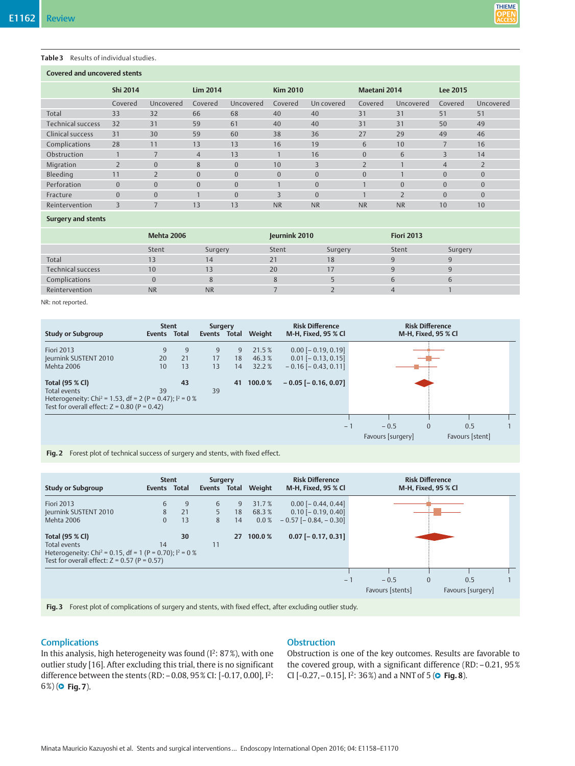**Table 3** Results of individual studies.

| Covered and uncovered stents | Shi 2014 | | Lim 2014 | | Kim 2010 | | Maetani 2014 | | Lee 2015 | |
|---|---|---|---|---|---|---|---|---|---|---|
| | Covered | Uncovered | Covered | Uncovered | Covered | Un covered | Covered | Uncovered | Covered | Uncovered |
| Total | 33 | 32 | 66 | 68 | 40 | 40 | 31 | 31 | 51 | 51 |
| Technical success | 32 | 31 | 59 | 61 | 40 | 40 | 31 | 31 | 50 | 49 |
| Clinical success | 31 | 30 | 59 | 60 | 38 | 36 | 27 | 29 | 49 | 46 |
| Complications | 28 | 11 | 13 | 13 | 16 | 19 | 6 | 10 | 7 | 16 |
| Obstruction | 1 | 7 | 4 | 13 | 1 | 16 | 0 | 6 | 3 | 14 |
| Migration | 2 | 0 | 8 | 0 | 10 | 3 | 2 | 1 | 4 | 2 |
| Bleeding | 11 | 2 | 0 | 0 | 0 | 0 | 0 | 1 | 0 | 0 |
| Perforation | 0 | 0 | 0 | 0 | 1 | 0 | 1 | 0 | 0 | 0 |
| Fracture | 0 | 0 | 1 | 0 | 3 | 0 | 1 | 2 | 0 | 0 |
| Reintervention | 3 | 7 | 13 | 13 | NR | NR | NR | NR | 10 | 10 |

| Surgery and stents | Mehta 2006 | | Jeurnink 2010 | | Fiori 2013 | |
|---|---|---|---|---|---|---|
| | Stent | Surgery | Stent | Surgery | Stent | Surgery |
| Total | 13 | 14 | 21 | 18 | 9 | 9 |
| Technical success | 10 | 13 | 20 | 17 | 9 | 9 |
| Complications | 0 | 8 | 8 | 5 | 6 | 6 |
| Reintervention | NR | NR | 7 | 2 | 4 | 1 |

NR: not reported.

| Study or Subgroup | Stent Events | Stent Total | Surgery Events | Surgery Total | Weight | Risk Difference M-H, Fixed, 95 % CI |
|---|---|---|---|---|---|---|
| Fiori 2013 | 9 | 9 | 9 | 9 | 21.5 % | 0.00 [– 0.19, 0.19] |
| Jeurnink SUSTENT 2010 | 20 | 21 | 17 | 18 | 46.3 % | 0.01 [– 0.13, 0.15] |
| Mehta 2006 | 10 | 13 | 13 | 14 | 32.2 % | – 0.16 [– 0.43, 0.11] |
| **Total (95 % CI)** | | **43** | | **41** | **100.0 %** | **– 0.05 [– 0.16, 0.07]** |
| Total events | 39 | | 39 | | | |

Heterogeneity: Chi² = 1.53, df = 2 (P = 0.47); I² = 0 %
Test for overall effect: Z = 0.80 (P = 0.42)

Favours [surgery] / Favours [stent]

**Fig. 2** Forest plot of technical success of surgery and stents, with fixed effect.

| Study or Subgroup | Stent Events | Stent Total | Surgery Events | Surgery Total | Weight | Risk Difference M-H, Fixed, 95 % CI |
|---|---|---|---|---|---|---|
| Fiori 2013 | 6 | 9 | 6 | 9 | 31.7 % | 0.00 [– 0.44, 0.44] |
| Jeurnink SUSTENT 2010 | 8 | 21 | 5 | 18 | 68.3 % | 0.10 [– 0.19, 0.40] |
| Mehta 2006 | 0 | 13 | 8 | 14 | 0.0 % | – 0.57 [– 0.84, – 0.30] |
| **Total (95 % CI)** | | **30** | | **27** | **100.0 %** | **0.07 [– 0.17, 0.31]** |
| Total events | 14 | | 11 | | | |

Heterogeneity: Chi² = 0.15, df = 1 (P = 0.70); I² = 0 %
Test for overall effect: Z = 0.57 (P = 0.57)

Favours [stents] / Favours [surgery]

**Fig. 3** Forest plot of complications of surgery and stents, with fixed effect, after excluding outlier study.

## Complications

In this analysis, high heterogeneity was found ($I^2$: 87 %), with one outlier study [16]. After excluding this trial, there is no significant difference between the stents (RD: – 0.08, 95 % CI: [-0.17, 0.00], $I^2$: 6 %) (**Fig. 7**).

## Obstruction

Obstruction is one of the key outcomes. Results are favorable to the covered group, with a significant difference (RD: – 0.21, 95 % CI [-0.27, – 0.15], $I^2$: 36 %) and a NNT of 5 (**Fig. 8**).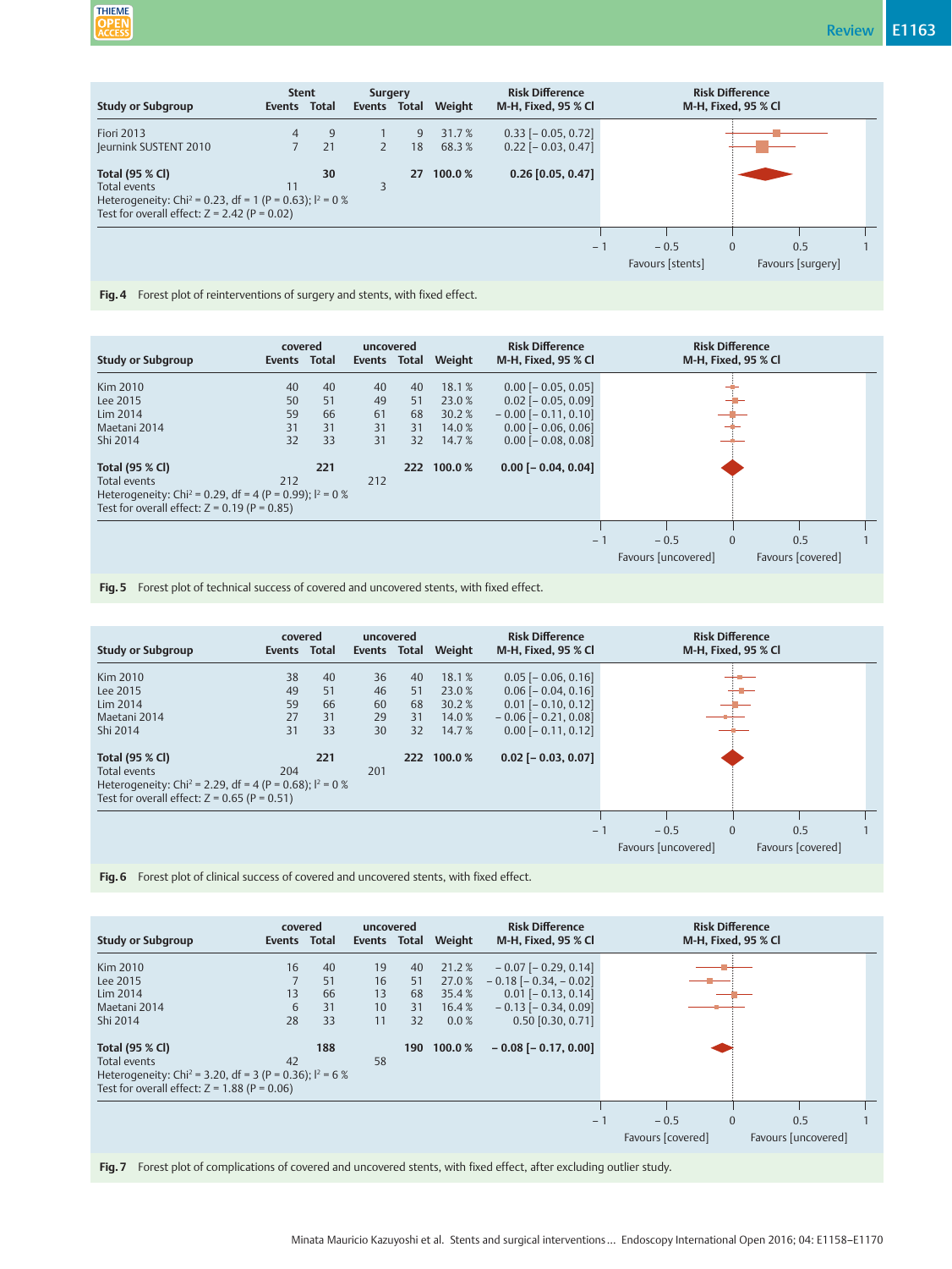| Study or Subgroup | Stent Events | Stent Total | Surgery Events | Surgery Total | Weight | Risk Difference M-H, Fixed, 95 % CI |
|---|---|---|---|---|---|---|
| Fiori 2013 | 4 | 9 | 1 | 9 | 31.7 % | 0.33 [– 0.05, 0.72] |
| Jeurnink SUSTENT 2010 | 7 | 21 | 2 | 18 | 68.3 % | 0.22 [– 0.03, 0.47] |
| **Total (95 % CI)** | | **30** | | **27** | **100.0 %** | **0.26 [0.05, 0.47]** |
| Total events | 11 | | 3 | | | |

Heterogeneity: Chi² = 0.23, df = 1 (P = 0.63); I² = 0 %
Test for overall effect: Z = 2.42 (P = 0.02)

Favours [stents] / Favours [surgery]

**Fig. 4** Forest plot of reinterventions of surgery and stents, with fixed effect.

| Study or Subgroup | covered Events | covered Total | uncovered Events | uncovered Total | Weight | Risk Difference M-H, Fixed, 95 % CI |
|---|---|---|---|---|---|---|
| Kim 2010 | 40 | 40 | 40 | 40 | 18.1 % | 0.00 [– 0.05, 0.05] |
| Lee 2015 | 50 | 51 | 49 | 51 | 23.0 % | 0.02 [– 0.05, 0.09] |
| Lim 2014 | 59 | 66 | 61 | 68 | 30.2 % | – 0.00 [– 0.11, 0.10] |
| Maetani 2014 | 31 | 31 | 31 | 31 | 14.0 % | 0.00 [– 0.06, 0.06] |
| Shi 2014 | 32 | 33 | 31 | 32 | 14.7 % | 0.00 [– 0.08, 0.08] |
| **Total (95 % CI)** | | **221** | | **222** | **100.0 %** | **0.00 [– 0.04, 0.04]** |
| Total events | 212 | | 212 | | | |

Heterogeneity: Chi² = 0.29, df = 4 (P = 0.99); I² = 0 %
Test for overall effect: Z = 0.19 (P = 0.85)

Favours [uncovered] / Favours [covered]

**Fig. 5** Forest plot of technical success of covered and uncovered stents, with fixed effect.

| Study or Subgroup | covered Events | covered Total | uncovered Events | uncovered Total | Weight | Risk Difference M-H, Fixed, 95 % CI |
|---|---|---|---|---|---|---|
| Kim 2010 | 38 | 40 | 36 | 40 | 18.1 % | 0.05 [– 0.06, 0.16] |
| Lee 2015 | 49 | 51 | 46 | 51 | 23.0 % | 0.06 [– 0.04, 0.16] |
| Lim 2014 | 59 | 66 | 60 | 68 | 30.2 % | 0.01 [– 0.10, 0.12] |
| Maetani 2014 | 27 | 31 | 29 | 31 | 14.0 % | – 0.06 [– 0.21, 0.08] |
| Shi 2014 | 31 | 33 | 30 | 32 | 14.7 % | 0.00 [– 0.11, 0.12] |
| **Total (95 % CI)** | | **221** | | **222** | **100.0 %** | **0.02 [– 0.03, 0.07]** |
| Total events | 204 | | 201 | | | |

Heterogeneity: Chi² = 2.29, df = 4 (P = 0.68); I² = 0 %
Test for overall effect: Z = 0.65 (P = 0.51)

Favours [uncovered] / Favours [covered]

**Fig. 6** Forest plot of clinical success of covered and uncovered stents, with fixed effect.

| Study or Subgroup | covered Events | covered Total | uncovered Events | uncovered Total | Weight | Risk Difference M-H, Fixed, 95 % CI |
|---|---|---|---|---|---|---|
| Kim 2010 | 16 | 40 | 19 | 40 | 21.2 % | – 0.07 [– 0.29, 0.14] |
| Lee 2015 | 7 | 51 | 16 | 51 | 27.0 % | – 0.18 [– 0.34, – 0.02] |
| Lim 2014 | 13 | 66 | 13 | 68 | 35.4 % | 0.01 [– 0.13, 0.14] |
| Maetani 2014 | 6 | 31 | 10 | 31 | 16.4 % | – 0.13 [– 0.34, 0.09] |
| Shi 2014 | 28 | 33 | 11 | 32 | 0.0 % | 0.50 [0.30, 0.71] |
| **Total (95 % CI)** | | **188** | | **190** | **100.0 %** | **– 0.08 [– 0.17, 0.00]** |
| Total events | 42 | | 58 | | | |

Heterogeneity: Chi² = 3.20, df = 3 (P = 0.36); I² = 6 %
Test for overall effect: Z = 1.88 (P = 0.06)

Favours [covered] / Favours [uncovered]

**Fig. 7** Forest plot of complications of covered and uncovered stents, with fixed effect, after excluding outlier study.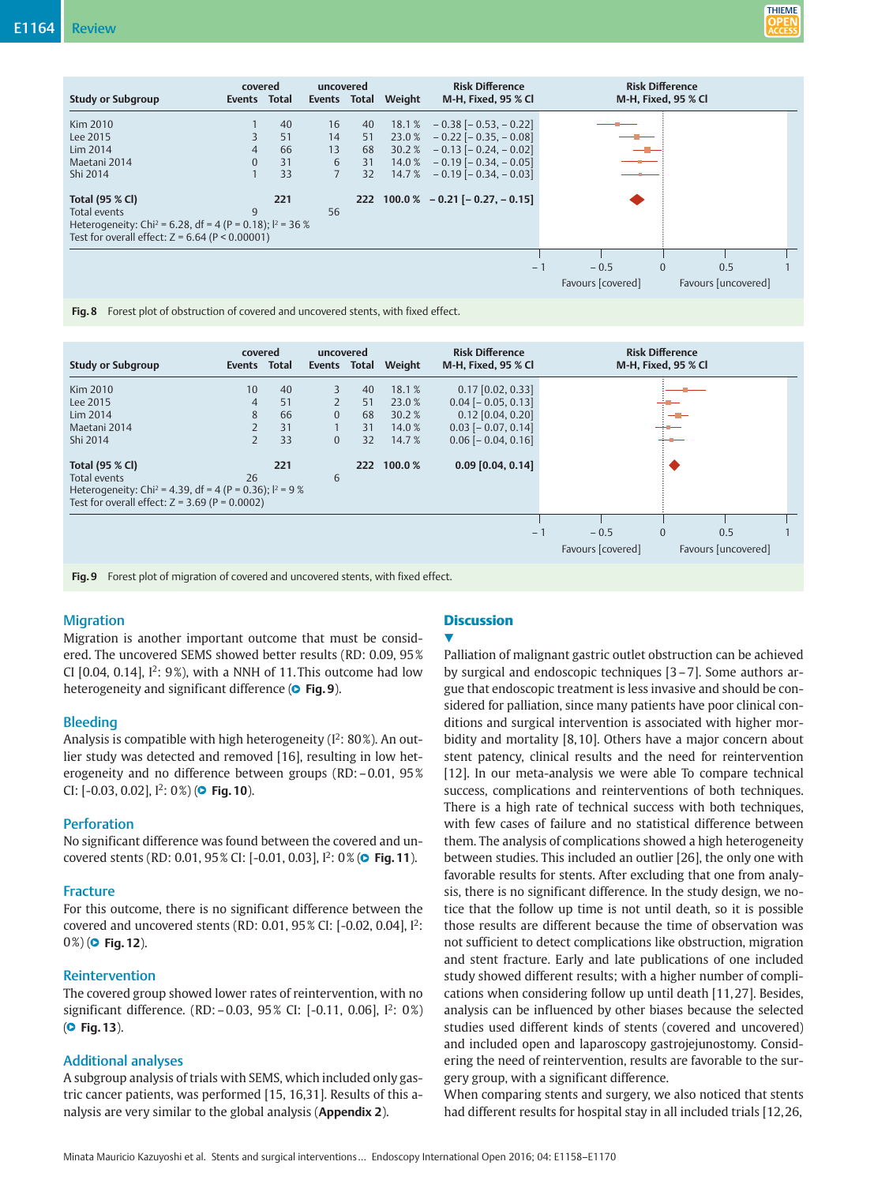| Study or Subgroup | covered Events | covered Total | uncovered Events | uncovered Total | Weight | Risk Difference M-H, Fixed, 95 % CI |
|---|---|---|---|---|---|---|
| Kim 2010 | 1 | 40 | 16 | 40 | 18.1 % | – 0.38 [– 0.53, – 0.22] |
| Lee 2015 | 3 | 51 | 14 | 51 | 23.0 % | – 0.22 [– 0.35, – 0.08] |
| Lim 2014 | 4 | 66 | 13 | 68 | 30.2 % | – 0.13 [– 0.24, – 0.02] |
| Maetani 2014 | 0 | 31 | 6 | 31 | 14.0 % | – 0.19 [– 0.34, – 0.05] |
| Shi 2014 | 1 | 33 | 7 | 32 | 14.7 % | – 0.19 [– 0.34, – 0.03] |
| **Total (95 % CI)** | | **221** | | **222** | **100.0 %** | **– 0.21 [– 0.27, – 0.15]** |
| Total events | 9 | | 56 | | | |

Heterogeneity: Chi² = 6.28, df = 4 (P = 0.18); I² = 36 %
Test for overall effect: Z = 6.64 (P < 0.00001)

**Fig. 8** Forest plot of obstruction of covered and uncovered stents, with fixed effect.

| Study or Subgroup | covered Events | covered Total | uncovered Events | uncovered Total | Weight | Risk Difference M-H, Fixed, 95 % CI |
|---|---|---|---|---|---|---|
| Kim 2010 | 10 | 40 | 3 | 40 | 18.1 % | 0.17 [0.02, 0.33] |
| Lee 2015 | 4 | 51 | 2 | 51 | 23.0 % | 0.04 [– 0.05, 0.13] |
| Lim 2014 | 8 | 66 | 0 | 68 | 30.2 % | 0.12 [0.04, 0.20] |
| Maetani 2014 | 2 | 31 | 1 | 31 | 14.0 % | 0.03 [– 0.07, 0.14] |
| Shi 2014 | 2 | 33 | 0 | 32 | 14.7 % | 0.06 [– 0.04, 0.16] |
| **Total (95 % CI)** | | **221** | | **222** | **100.0 %** | **0.09 [0.04, 0.14]** |
| Total events | 26 | | 6 | | | |

Heterogeneity: Chi² = 4.39, df = 4 (P = 0.36); I² = 9 %
Test for overall effect: Z = 3.69 (P = 0.0002)

**Fig. 9** Forest plot of migration of covered and uncovered stents, with fixed effect.

## Migration

Migration is another important outcome that must be considered. The uncovered SEMS showed better results (RD: 0.09, 95% CI [0.04, 0.14], I²: 9%), with a NNH of 11. This outcome had low heterogeneity and significant difference (**Fig. 9**).

## Bleeding

Analysis is compatible with high heterogeneity (I²: 80%). An outlier study was detected and removed [16], resulting in low heterogeneity and no difference between groups (RD: – 0.01, 95% CI: [-0.03, 0.02], I²: 0%) (**Fig. 10**).

## Perforation

No significant difference was found between the covered and uncovered stents (RD: 0.01, 95% CI: [-0.01, 0.03], I²: 0% (**Fig. 11**).

## Fracture

For this outcome, there is no significant difference between the covered and uncovered stents (RD: 0.01, 95% CI: [-0.02, 0.04], I²: 0%) (**Fig. 12**).

## Reintervention

The covered group showed lower rates of reintervention, with no significant difference. (RD: – 0.03, 95% CI: [-0.11, 0.06], I²: 0%) (**Fig. 13**).

## Additional analyses

A subgroup analysis of trials with SEMS, which included only gastric cancer patients, was performed [15, 16, 31]. Results of this analysis are very similar to the global analysis (**Appendix 2**).

# Discussion

Palliation of malignant gastric outlet obstruction can be achieved by surgical and endoscopic techniques [3 – 7]. Some authors argue that endoscopic treatment is less invasive and should be considered for palliation, since many patients have poor clinical conditions and surgical intervention is associated with higher morbidity and mortality [8, 10]. Others have a major concern about stent patency, clinical results and the need for reintervention [12]. In our meta-analysis we were able To compare technical success, complications and reinterventions of both techniques. There is a high rate of technical success with both techniques, with few cases of failure and no statistical difference between them. The analysis of complications showed a high heterogeneity between studies. This included an outlier [26], the only one with favorable results for stents. After excluding that one from analysis, there is no significant difference. In the study design, we notice that the follow up time is not until death, so it is possible those results are different because the time of observation was not sufficient to detect complications like obstruction, migration and stent fracture. Early and late publications of one included study showed different results; with a higher number of complications when considering follow up until death [11, 27]. Besides, analysis can be influenced by other biases because the selected studies used different kinds of stents (covered and uncovered) and included open and laparoscopy gastrojejunostomy. Considering the need of reintervention, results are favorable to the surgery group, with a significant difference.

When comparing stents and surgery, we also noticed that stents had different results for hospital stay in all included trials [12, 26,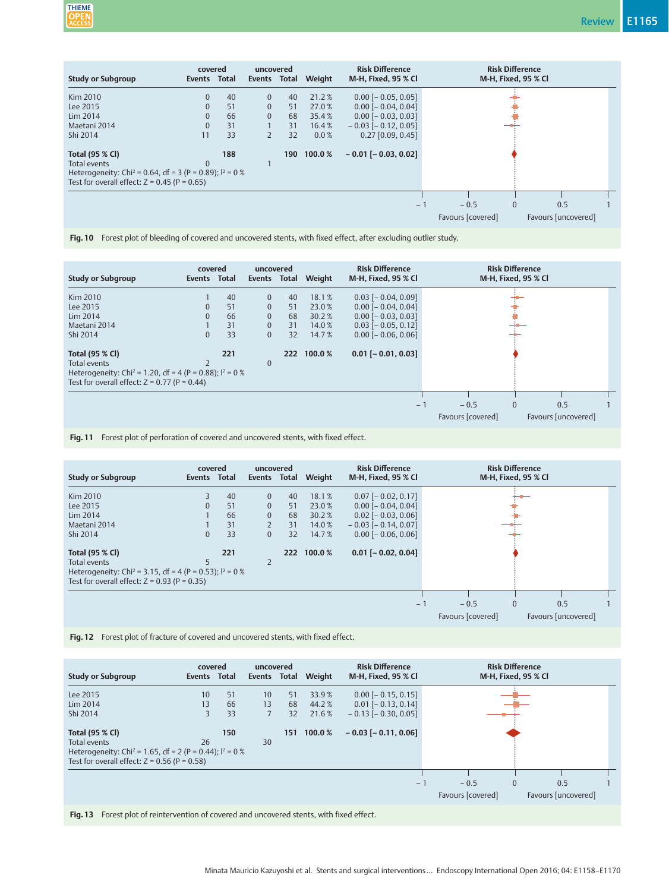| Study or Subgroup | covered Events | covered Total | uncovered Events | uncovered Total | Weight | Risk Difference M-H, Fixed, 95 % CI |
|---|---|---|---|---|---|---|
| Kim 2010 | 0 | 40 | 0 | 40 | 21.2 % | 0.00 [– 0.05, 0.05] |
| Lee 2015 | 0 | 51 | 0 | 51 | 27.0 % | 0.00 [– 0.04, 0.04] |
| Lim 2014 | 0 | 66 | 0 | 68 | 35.4 % | 0.00 [– 0.03, 0.03] |
| Maetani 2014 | 0 | 31 | 1 | 31 | 16.4 % | – 0.03 [– 0.12, 0.05] |
| Shi 2014 | 11 | 33 | 2 | 32 | 0.0 % | 0.27 [0.09, 0.45] |
| **Total (95 % CI)** | | **188** | | **190** | **100.0 %** | **– 0.01 [– 0.03, 0.02]** |
| Total events | 0 | | 1 | | | |

Heterogeneity: $Chi^2 = 0.64$, df = 3 (P = 0.89); $I^2 = 0\,\%$
Test for overall effect: Z = 0.45 (P = 0.65)

Favours [covered] / Favours [uncovered]

**Fig. 10** Forest plot of bleeding of covered and uncovered stents, with fixed effect, after excluding outlier study.

| Study or Subgroup | covered Events | covered Total | uncovered Events | uncovered Total | Weight | Risk Difference M-H, Fixed, 95 % CI |
|---|---|---|---|---|---|---|
| Kim 2010 | 1 | 40 | 0 | 40 | 18.1 % | 0.03 [– 0.04, 0.09] |
| Lee 2015 | 0 | 51 | 0 | 51 | 23.0 % | 0.00 [– 0.04, 0.04] |
| Lim 2014 | 0 | 66 | 0 | 68 | 30.2 % | 0.00 [– 0.03, 0.03] |
| Maetani 2014 | 1 | 31 | 0 | 31 | 14.0 % | 0.03 [– 0.05, 0.12] |
| Shi 2014 | 0 | 33 | 0 | 32 | 14.7 % | 0.00 [– 0.06, 0.06] |
| **Total (95 % CI)** | | **221** | | **222** | **100.0 %** | **0.01 [– 0.01, 0.03]** |
| Total events | 2 | | 0 | | | |

Heterogeneity: $Chi^2 = 1.20$, df = 4 (P = 0.88); $I^2 = 0\,\%$
Test for overall effect: Z = 0.77 (P = 0.44)

Favours [covered] / Favours [uncovered]

**Fig. 11** Forest plot of perforation of covered and uncovered stents, with fixed effect.

| Study or Subgroup | covered Events | covered Total | uncovered Events | uncovered Total | Weight | Risk Difference M-H, Fixed, 95 % CI |
|---|---|---|---|---|---|---|
| Kim 2010 | 3 | 40 | 0 | 40 | 18.1 % | 0.07 [– 0.02, 0.17] |
| Lee 2015 | 0 | 51 | 0 | 51 | 23.0 % | 0.00 [– 0.04, 0.04] |
| Lim 2014 | 1 | 66 | 0 | 68 | 30.2 % | 0.02 [– 0.03, 0.06] |
| Maetani 2014 | 1 | 31 | 2 | 31 | 14.0 % | – 0.03 [– 0.14, 0.07] |
| Shi 2014 | 0 | 33 | 0 | 32 | 14.7 % | 0.00 [– 0.06, 0.06] |
| **Total (95 % CI)** | | **221** | | **222** | **100.0 %** | **0.01 [– 0.02, 0.04]** |
| Total events | 5 | | 2 | | | |

Heterogeneity: $Chi^2 = 3.15$, df = 4 (P = 0.53); $I^2 = 0\,\%$
Test for overall effect: Z = 0.93 (P = 0.35)

Favours [covered] / Favours [uncovered]

**Fig. 12** Forest plot of fracture of covered and uncovered stents, with fixed effect.

| Study or Subgroup | covered Events | covered Total | uncovered Events | uncovered Total | Weight | Risk Difference M-H, Fixed, 95 % CI |
|---|---|---|---|---|---|---|
| Lee 2015 | 10 | 51 | 10 | 51 | 33.9 % | 0.00 [– 0.15, 0.15] |
| Lim 2014 | 13 | 66 | 13 | 68 | 44.2 % | 0.01 [– 0.13, 0.14] |
| Shi 2014 | 3 | 33 | 7 | 32 | 21.6 % | – 0.13 [– 0.30, 0.05] |
| **Total (95 % CI)** | | **150** | | **151** | **100.0 %** | **– 0.03 [– 0.11, 0.06]** |
| Total events | 26 | | 30 | | | |

Heterogeneity: $Chi^2 = 1.65$, df = 2 (P = 0.44); $I^2 = 0\,\%$
Test for overall effect: Z = 0.56 (P = 0.58)

Favours [covered] / Favours [uncovered]

**Fig. 13** Forest plot of reintervention of covered and uncovered stents, with fixed effect.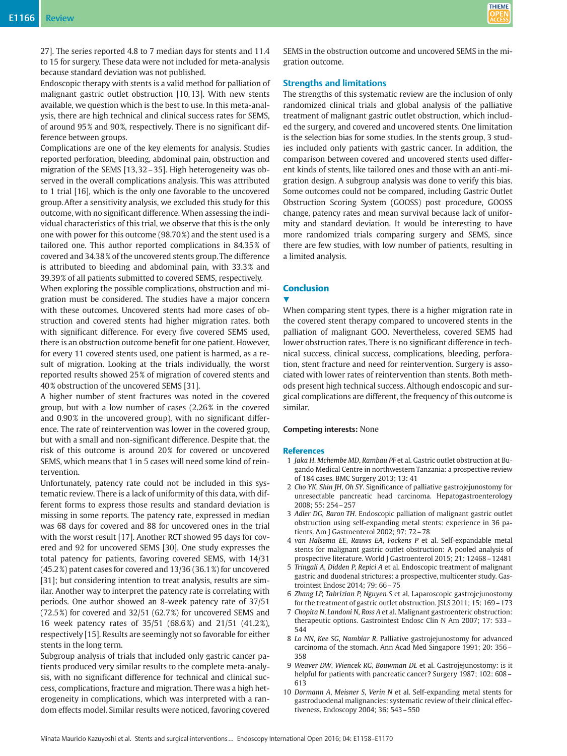27]. The series reported 4.8 to 7 median days for stents and 11.4 to 15 for surgery. These data were not included for meta-analysis because standard deviation was not published.

Endoscopic therapy with stents is a valid method for palliation of malignant gastric outlet obstruction [10,13]. With new stents available, we question which is the best to use. In this meta-analysis, there are high technical and clinical success rates for SEMS, of around 95 % and 90 %, respectively. There is no significant difference between groups.

Complications are one of the key elements for analysis. Studies reported perforation, bleeding, abdominal pain, obstruction and migration of the SEMS [13,32–35]. High heterogeneity was observed in the overall complications analysis. This was attributed to 1 trial [16], which is the only one favorable to the uncovered group. After a sensitivity analysis, we excluded this study for this outcome, with no significant difference. When assessing the individual characteristics of this trial, we observe that this is the only one with power for this outcome (98.70 %) and the stent used is a tailored one. This author reported complications in 84.35 % of covered and 34.38 % of the uncovered stents group. The difference is attributed to bleeding and abdominal pain, with 33.3 % and 39.39 % of all patients submitted to covered SEMS, respectively.

When exploring the possible complications, obstruction and migration must be considered. The studies have a major concern with these outcomes. Uncovered stents had more cases of obstruction and covered stents had higher migration rates, both with significant difference. For every five covered SEMS used, there is an obstruction outcome benefit for one patient. However, for every 11 covered stents used, one patient is harmed, as a result of migration. Looking at the trials individually, the worst reported results showed 25 % of migration of covered stents and 40 % obstruction of the uncovered SEMS [31].

A higher number of stent fractures was noted in the covered group, but with a low number of cases (2.26 % in the covered and 0.90 % in the uncovered group), with no significant difference. The rate of reintervention was lower in the covered group, but with a small and non-significant difference. Despite that, the risk of this outcome is around 20 % for covered or uncovered SEMS, which means that 1 in 5 cases will need some kind of reintervention.

Unfortunately, patency rate could not be included in this systematic review. There is a lack of uniformity of this data, with different forms to express those results and standard deviation is missing in some reports. The patency rate, expressed in median was 68 days for covered and 88 for uncovered ones in the trial with the worst result [17]. Another RCT showed 95 days for covered and 92 for uncovered SEMS [30]. One study expresses the total patency for patients, favoring covered SEMS, with 14/31 (45.2 %) patent cases for covered and 13/36 (36.1 %) for uncovered [31]; but considering intention to treat analysis, results are similar. Another way to interpret the patency rate is correlating with periods. One author showed an 8-week patency rate of 37/51 (72.5 %) for covered and 32/51 (62.7 %) for uncovered SEMS and 16 week patency rates of 35/51 (68.6 %) and 21/51 (41.2 %), respectively [15]. Results are seemingly not so favorable for either stents in the long term.

Subgroup analysis of trials that included only gastric cancer patients produced very similar results to the complete meta-analysis, with no significant difference for technical and clinical success, complications, fracture and migration. There was a high heterogeneity in complications, which was interpreted with a random effects model. Similar results were noticed, favoring covered SEMS in the obstruction outcome and uncovered SEMS in the migration outcome.

## Strengths and limitations

The strengths of this systematic review are the inclusion of only randomized clinical trials and global analysis of the palliative treatment of malignant gastric outlet obstruction, which included the surgery, and covered and uncovered stents. One limitation is the selection bias for some studies. In the stents group, 3 studies included only patients with gastric cancer. In addition, the comparison between covered and uncovered stents used different kinds of stents, like tailored ones and those with an anti-migration design. A subgroup analysis was done to verify this bias. Some outcomes could not be compared, including Gastric Outlet Obstruction Scoring System (GOOSS) post procedure, GOOSS change, patency rates and mean survival because lack of uniformity and standard deviation. It would be interesting to have more randomized trials comparing surgery and SEMS, since there are few studies, with low number of patients, resulting in a limited analysis.

## Conclusion

When comparing stent types, there is a higher migration rate in the covered stent therapy compared to uncovered stents in the palliation of malignant GOO. Nevertheless, covered SEMS had lower obstruction rates. There is no significant difference in technical success, clinical success, complications, bleeding, perforation, stent fracture and need for reintervention. Surgery is associated with lower rates of reintervention than stents. Both methods present high technical success. Although endoscopic and surgical complications are different, the frequency of this outcome is similar.

**Competing interests:** None

## References

1 *Jaka H, Mchembe MD, Rambau PF* et al. Gastric outlet obstruction at Bugando Medical Centre in northwestern Tanzania: a prospective review of 184 cases. BMC Surgery 2013; 13: 41

2 *Cho YK, Shin JH, Oh SY*. Significance of palliative gastrojejunostomy for unresectable pancreatic head carcinoma. Hepatogastroenterology 2008; 55: 254–257

3 *Adler DG, Baron TH*. Endoscopic palliation of malignant gastric outlet obstruction using self-expanding metal stents: experience in 36 patients. Am J Gastroenterol 2002; 97: 72–78

4 *van Halsema EE, Rauws EA, Fockens P* et al. Self-expandable metal stents for malignant gastric outlet obstruction: A pooled analysis of prospective literature. World J Gastroenterol 2015; 21: 12468–12481

5 *Tringali A, Didden P, Repici A* et al. Endoscopic treatment of malignant gastric and duodenal strictures: a prospective, multicenter study. Gastrointest Endosc 2014; 79: 66–75

6 *Zhang LP, Tabrizian P, Nguyen S* et al. Laparoscopic gastrojejunostomy for the treatment of gastric outlet obstruction. JSLS 2011; 15: 169–173

7 *Chopita N, Landoni N, Ross A* et al. Malignant gastroenteric obstruction: therapeutic options. Gastrointest Endosc Clin N Am 2007; 17: 533–544

8 *Lo NN, Kee SG, Nambiar R*. Palliative gastrojejunostomy for advanced carcinoma of the stomach. Ann Acad Med Singapore 1991; 20: 356–358

9 *Weaver DW, Wiencek RG, Bouwman DL* et al. Gastrojejunostomy: is it helpful for patients with pancreatic cancer? Surgery 1987; 102: 608–613

10 *Dormann A, Meisner S, Verin N* et al. Self-expanding metal stents for gastroduodenal malignancies: systematic review of their clinical effectiveness. Endoscopy 2004; 36: 543–550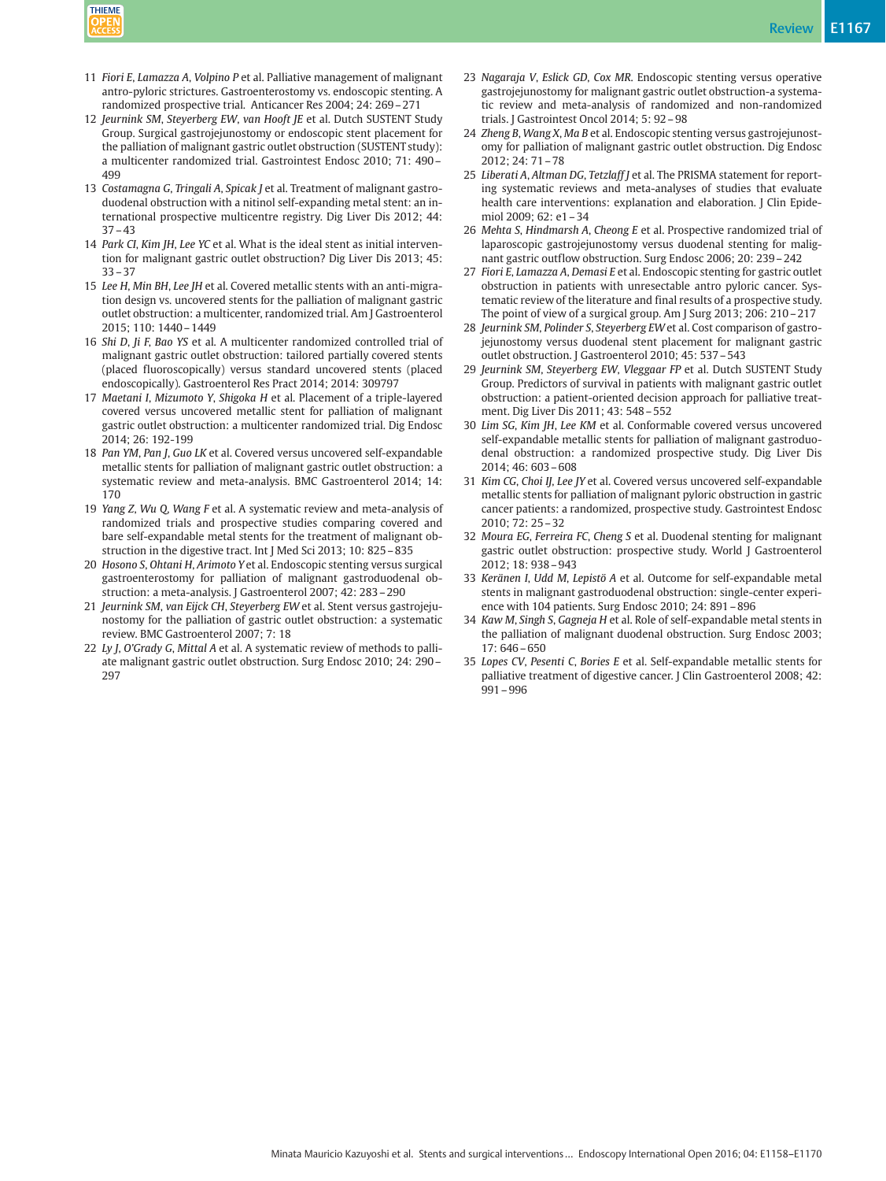11 *Fiori E, Lamazza A, Volpino P* et al. Palliative management of malignant antro-pyloric strictures. Gastroenterostomy vs. endoscopic stenting. A randomized prospective trial. Anticancer Res 2004; 24: 269 – 271

12 *Jeurnink SM, Steyerberg EW, van Hooft JE* et al. Dutch SUSTENT Study Group. Surgical gastrojejunostomy or endoscopic stent placement for the palliation of malignant gastric outlet obstruction (SUSTENT study): a multicenter randomized trial. Gastrointest Endosc 2010; 71: 490 – 499

13 *Costamagna G, Tringali A, Spicak J* et al. Treatment of malignant gastroduodenal obstruction with a nitinol self-expanding metal stent: an international prospective multicentre registry. Dig Liver Dis 2012; 44: 37 – 43

14 *Park CI, Kim JH, Lee YC* et al. What is the ideal stent as initial intervention for malignant gastric outlet obstruction? Dig Liver Dis 2013; 45: 33 – 37

15 *Lee H, Min BH, Lee JH* et al. Covered metallic stents with an anti-migration design vs. uncovered stents for the palliation of malignant gastric outlet obstruction: a multicenter, randomized trial. Am J Gastroenterol 2015; 110: 1440 – 1449

16 *Shi D, Ji F, Bao YS* et al. A multicenter randomized controlled trial of malignant gastric outlet obstruction: tailored partially covered stents (placed fluoroscopically) versus standard uncovered stents (placed endoscopically). Gastroenterol Res Pract 2014; 2014: 309797

17 *Maetani I, Mizumoto Y, Shigoka H* et al. Placement of a triple-layered covered versus uncovered metallic stent for palliation of malignant gastric outlet obstruction: a multicenter randomized trial. Dig Endosc 2014; 26: 192-199

18 *Pan YM, Pan J, Guo LK* et al. Covered versus uncovered self-expandable metallic stents for palliation of malignant gastric outlet obstruction: a systematic review and meta-analysis. BMC Gastroenterol 2014; 14: 170

19 *Yang Z, Wu Q, Wang F* et al. A systematic review and meta-analysis of randomized trials and prospective studies comparing covered and bare self-expandable metal stents for the treatment of malignant obstruction in the digestive tract. Int J Med Sci 2013; 10: 825 – 835

20 *Hosono S, Ohtani H, Arimoto Y* et al. Endoscopic stenting versus surgical gastroenterostomy for palliation of malignant gastroduodenal obstruction: a meta-analysis. J Gastroenterol 2007; 42: 283 – 290

21 *Jeurnink SM, van Eijck CH, Steyerberg EW* et al. Stent versus gastrojejunostomy for the palliation of gastric outlet obstruction: a systematic review. BMC Gastroenterol 2007; 7: 18

22 *Ly J, O'Grady G, Mittal A* et al. A systematic review of methods to palliate malignant gastric outlet obstruction. Surg Endosc 2010; 24: 290 – 297

23 *Nagaraja V, Eslick GD, Cox MR.* Endoscopic stenting versus operative gastrojejunostomy for malignant gastric outlet obstruction-a systematic review and meta-analysis of randomized and non-randomized trials. J Gastrointest Oncol 2014; 5: 92 – 98

24 *Zheng B, Wang X, Ma B* et al. Endoscopic stenting versus gastrojejunostomy for palliation of malignant gastric outlet obstruction. Dig Endosc 2012; 24: 71 – 78

25 *Liberati A, Altman DG, Tetzlaff J* et al. The PRISMA statement for reporting systematic reviews and meta-analyses of studies that evaluate health care interventions: explanation and elaboration. J Clin Epidemiol 2009; 62: e1 – 34

26 *Mehta S, Hindmarsh A, Cheong E* et al. Prospective randomized trial of laparoscopic gastrojejunostomy versus duodenal stenting for malignant gastric outflow obstruction. Surg Endosc 2006; 20: 239 – 242

27 *Fiori E, Lamazza A, Demasi E* et al. Endoscopic stenting for gastric outlet obstruction in patients with unresectable antro pyloric cancer. Systematic review of the literature and final results of a prospective study. The point of view of a surgical group. Am J Surg 2013; 206: 210 – 217

28 *Jeurnink SM, Polinder S, Steyerberg EW* et al. Cost comparison of gastrojejunostomy versus duodenal stent placement for malignant gastric outlet obstruction. J Gastroenterol 2010; 45: 537 – 543

29 *Jeurnink SM, Steyerberg EW, Vleggaar FP* et al. Dutch SUSTENT Study Group. Predictors of survival in patients with malignant gastric outlet obstruction: a patient-oriented decision approach for palliative treatment. Dig Liver Dis 2011; 43: 548 – 552

30 *Lim SG, Kim JH, Lee KM* et al. Conformable covered versus uncovered self-expandable metallic stents for palliation of malignant gastroduodenal obstruction: a randomized prospective study. Dig Liver Dis 2014; 46: 603 – 608

31 *Kim CG, Choi IJ, Lee JY* et al. Covered versus uncovered self-expandable metallic stents for palliation of malignant pyloric obstruction in gastric cancer patients: a randomized, prospective study. Gastrointest Endosc 2010; 72: 25 – 32

32 *Moura EG, Ferreira FC, Cheng S* et al. Duodenal stenting for malignant gastric outlet obstruction: prospective study. World J Gastroenterol 2012; 18: 938 – 943

33 *Keränen I, Udd M, Lepistö A* et al. Outcome for self-expandable metal stents in malignant gastroduodenal obstruction: single-center experience with 104 patients. Surg Endosc 2010; 24: 891 – 896

34 *Kaw M, Singh S, Gagneja H* et al. Role of self-expandable metal stents in the palliation of malignant duodenal obstruction. Surg Endosc 2003; 17: 646 – 650

35 *Lopes CV, Pesenti C, Bories E* et al. Self-expandable metallic stents for palliative treatment of digestive cancer. J Clin Gastroenterol 2008; 42: 991 – 996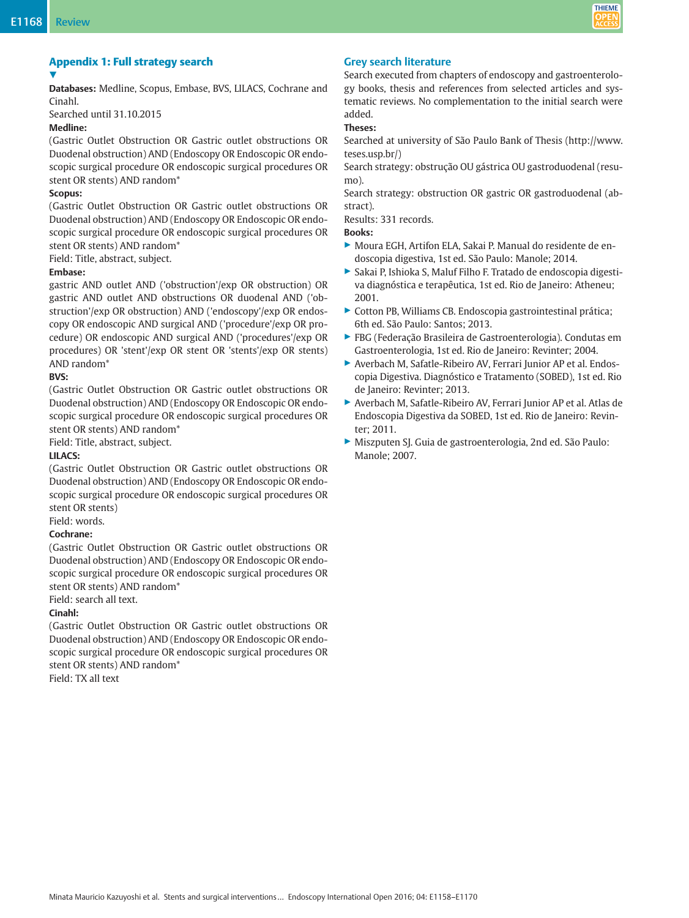## Appendix 1: Full strategy search

**Databases:** Medline, Scopus, Embase, BVS, LILACS, Cochrane and Cinahl.

Searched until 31.10.2015

**Medline:**

(Gastric Outlet Obstruction OR Gastric outlet obstructions OR Duodenal obstruction) AND (Endoscopy OR Endoscopic OR endoscopic surgical procedure OR endoscopic surgical procedures OR stent OR stents) AND random*

**Scopus:**

(Gastric Outlet Obstruction OR Gastric outlet obstructions OR Duodenal obstruction) AND (Endoscopy OR Endoscopic OR endoscopic surgical procedure OR endoscopic surgical procedures OR stent OR stents) AND random*

Field: Title, abstract, subject.

**Embase:**

gastric AND outlet AND ('obstruction'/exp OR obstruction) OR gastric AND outlet AND obstructions OR duodenal AND ('obstruction'/exp OR obstruction) AND ('endoscopy'/exp OR endoscopy OR endoscopic AND surgical AND ('procedure'/exp OR procedure) OR endoscopic AND surgical AND ('procedures'/exp OR procedures) OR 'stent'/exp OR stent OR 'stents'/exp OR stents) AND random*

**BVS:**

(Gastric Outlet Obstruction OR Gastric outlet obstructions OR Duodenal obstruction) AND (Endoscopy OR Endoscopic OR endoscopic surgical procedure OR endoscopic surgical procedures OR stent OR stents) AND random*

Field: Title, abstract, subject.

**LILACS:**

(Gastric Outlet Obstruction OR Gastric outlet obstructions OR Duodenal obstruction) AND (Endoscopy OR Endoscopic OR endoscopic surgical procedure OR endoscopic surgical procedures OR stent OR stents)

Field: words.

**Cochrane:**

(Gastric Outlet Obstruction OR Gastric outlet obstructions OR Duodenal obstruction) AND (Endoscopy OR Endoscopic OR endoscopic surgical procedure OR endoscopic surgical procedures OR stent OR stents) AND random*

Field: search all text.

**Cinahl:**

(Gastric Outlet Obstruction OR Gastric outlet obstructions OR Duodenal obstruction) AND (Endoscopy OR Endoscopic OR endoscopic surgical procedure OR endoscopic surgical procedures OR stent OR stents) AND random*

Field: TX all text

## Grey search literature

Search executed from chapters of endoscopy and gastroenterology books, thesis and references from selected articles and systematic reviews. No complementation to the initial search were added.

**Theses:**

Searched at university of São Paulo Bank of Thesis (http://www.teses.usp.br/)

Search strategy: obstrução OU gástrica OU gastroduodenal (resumo).

Search strategy: obstruction OR gastric OR gastroduodenal (abstract).

Results: 331 records.

**Books:**

- Moura EGH, Artifon ELA, Sakai P. Manual do residente de endoscopia digestiva, 1st ed. São Paulo: Manole; 2014.
- Sakai P, Ishioka S, Maluf Filho F. Tratado de endoscopia digestiva diagnóstica e terapêutica, 1st ed. Rio de Janeiro: Atheneu; 2001.
- Cotton PB, Williams CB. Endoscopia gastrointestinal prática; 6th ed. São Paulo: Santos; 2013.
- FBG (Federação Brasileira de Gastroenterologia). Condutas em Gastroenterologia, 1st ed. Rio de Janeiro: Revinter; 2004.
- Averbach M, Safatle-Ribeiro AV, Ferrari Junior AP et al. Endoscopia Digestiva. Diagnóstico e Tratamento (SOBED), 1st ed. Rio de Janeiro: Revinter; 2013.
- Averbach M, Safatle-Ribeiro AV, Ferrari Junior AP et al. Atlas de Endoscopia Digestiva da SOBED, 1st ed. Rio de Janeiro: Revinter; 2011.
- Miszputen SJ. Guia de gastroenterologia, 2nd ed. São Paulo: Manole; 2007.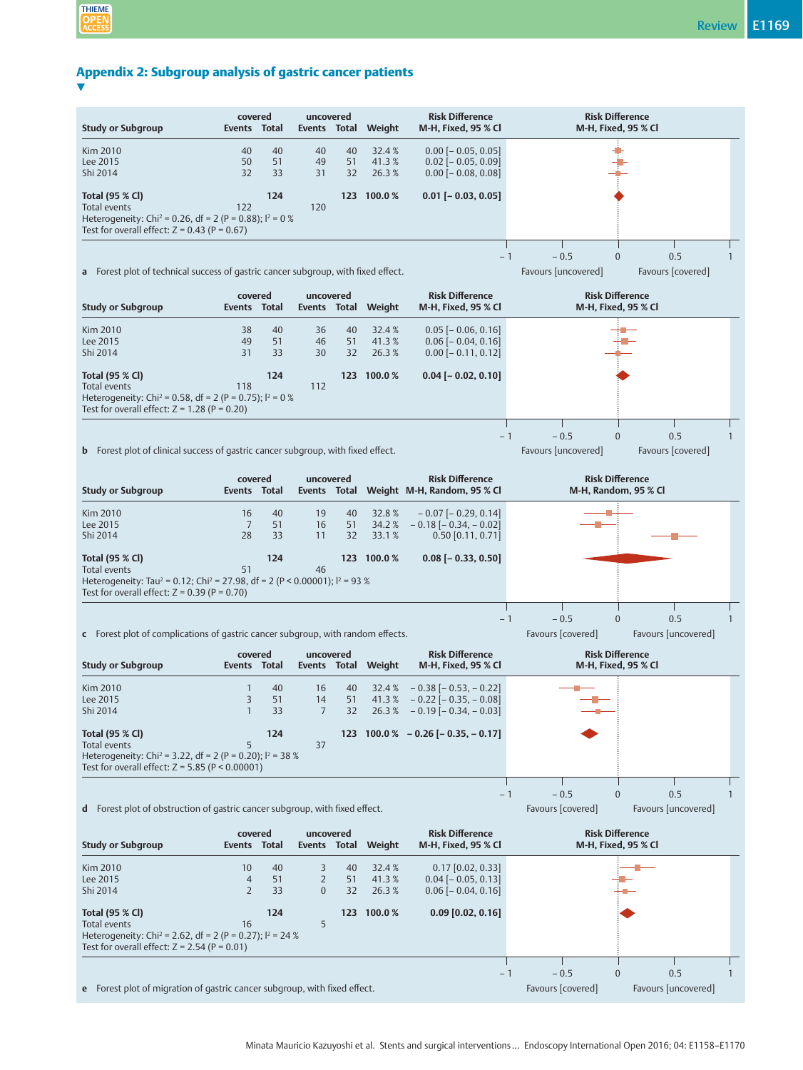## Appendix 2: Subgroup analysis of gastric cancer patients

| Study or Subgroup | covered Events | covered Total | uncovered Events | uncovered Total | Weight | Risk Difference M-H, Fixed, 95 % CI |
|---|---|---|---|---|---|---|
| Kim 2010 | 40 | 40 | 40 | 40 | 32.4 % | 0.00 [– 0.05, 0.05] |
| Lee 2015 | 50 | 51 | 49 | 51 | 41.3 % | 0.02 [– 0.05, 0.09] |
| Shi 2014 | 32 | 33 | 31 | 32 | 26.3 % | 0.00 [– 0.08, 0.08] |
| **Total (95 % CI)** | | **124** | | **123** | **100.0 %** | **0.01 [– 0.03, 0.05]** |
| Total events | 122 | | 120 | | | |

Heterogeneity: Chi² = 0.26, df = 2 (P = 0.88); I² = 0 %
Test for overall effect: Z = 0.43 (P = 0.67)

Favours [uncovered] / Favours [covered]

**a** Forest plot of technical success of gastric cancer subgroup, with fixed effect.

| Study or Subgroup | covered Events | covered Total | uncovered Events | uncovered Total | Weight | Risk Difference M-H, Fixed, 95 % CI |
|---|---|---|---|---|---|---|
| Kim 2010 | 38 | 40 | 36 | 40 | 32.4 % | 0.05 [– 0.06, 0.16] |
| Lee 2015 | 49 | 51 | 46 | 51 | 41.3 % | 0.06 [– 0.04, 0.16] |
| Shi 2014 | 31 | 33 | 30 | 32 | 26.3 % | 0.00 [– 0.11, 0.12] |
| **Total (95 % CI)** | | **124** | | **123** | **100.0 %** | **0.04 [– 0.02, 0.10]** |
| Total events | 118 | | 112 | | | |

Heterogeneity: Chi² = 0.58, df = 2 (P = 0.75); I² = 0 %
Test for overall effect: Z = 1.28 (P = 0.20)

Favours [uncovered] / Favours [covered]

**b** Forest plot of clinical success of gastric cancer subgroup, with fixed effect.

| Study or Subgroup | covered Events | covered Total | uncovered Events | uncovered Total | Weight | Risk Difference M-H, Random, 95 % CI |
|---|---|---|---|---|---|---|
| Kim 2010 | 16 | 40 | 19 | 40 | 32.8 % | – 0.07 [– 0.29, 0.14] |
| Lee 2015 | 7 | 51 | 16 | 51 | 34.2 % | – 0.18 [– 0.34, – 0.02] |
| Shi 2014 | 28 | 33 | 11 | 32 | 33.1 % | 0.50 [0.11, 0.71] |
| **Total (95 % CI)** | | **124** | | **123** | **100.0 %** | **0.08 [– 0.33, 0.50]** |
| Total events | 51 | | 46 | | | |

Heterogeneity: Tau² = 0.12; Chi² = 27.98, df = 2 (P < 0.00001); I² = 93 %
Test for overall effect: Z = 0.39 (P = 0.70)

Favours [covered] / Favours [uncovered]

**c** Forest plot of complications of gastric cancer subgroup, with random effects.

| Study or Subgroup | covered Events | covered Total | uncovered Events | uncovered Total | Weight | Risk Difference M-H, Fixed, 95 % CI |
|---|---|---|---|---|---|---|
| Kim 2010 | 1 | 40 | 16 | 40 | 32.4 % | – 0.38 [– 0.53, – 0.22] |
| Lee 2015 | 3 | 51 | 14 | 51 | 41.3 % | – 0.22 [– 0.35, – 0.08] |
| Shi 2014 | 1 | 33 | 7 | 32 | 26.3 % | – 0.19 [– 0.34, – 0.03] |
| **Total (95 % CI)** | | **124** | | **123** | **100.0 %** | **– 0.26 [– 0.35, – 0.17]** |
| Total events | 5 | | 37 | | | |

Heterogeneity: Chi² = 3.22, df = 2 (P = 0.20); I² = 38 %
Test for overall effect: Z = 5.85 (P < 0.00001)

Favours [covered] / Favours [uncovered]

**d** Forest plot of obstruction of gastric cancer subgroup, with fixed effect.

| Study or Subgroup | covered Events | covered Total | uncovered Events | uncovered Total | Weight | Risk Difference M-H, Fixed, 95 % CI |
|---|---|---|---|---|---|---|
| Kim 2010 | 10 | 40 | 3 | 40 | 32.4 % | 0.17 [0.02, 0.33] |
| Lee 2015 | 4 | 51 | 2 | 51 | 41.3 % | 0.04 [– 0.05, 0.13] |
| Shi 2014 | 2 | 33 | 0 | 32 | 26.3 % | 0.06 [– 0.04, 0.16] |
| **Total (95 % CI)** | | **124** | | **123** | **100.0 %** | **0.09 [0.02, 0.16]** |
| Total events | 16 | | 5 | | | |

Heterogeneity: Chi² = 2.62, df = 2 (P = 0.27); I² = 24 %
Test for overall effect: Z = 2.54 (P = 0.01)

Favours [covered] / Favours [uncovered]

**e** Forest plot of migration of gastric cancer subgroup, with fixed effect.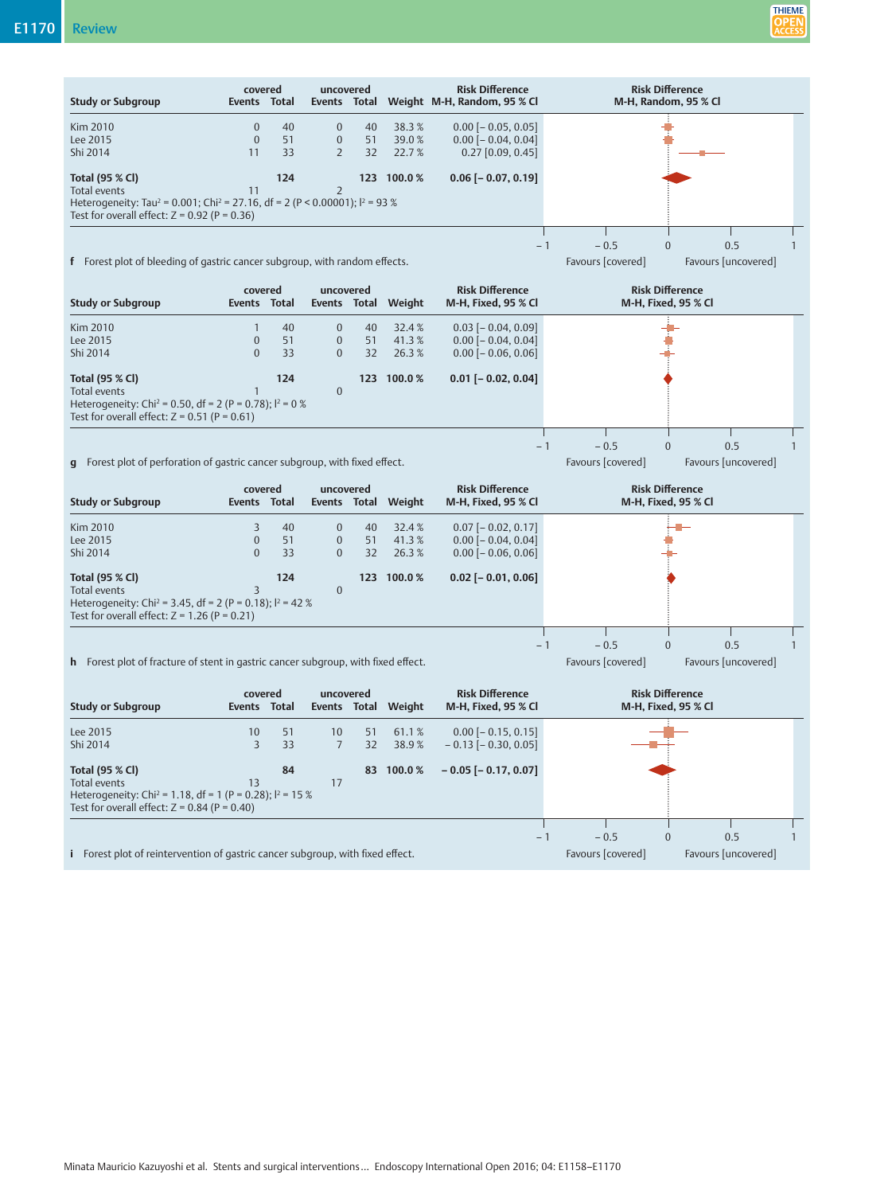| Study or Subgroup | covered Events | covered Total | uncovered Events | uncovered Total | Weight | Risk Difference M-H, Random, 95 % CI |
|---|---|---|---|---|---|---|
| Kim 2010 | 0 | 40 | 0 | 40 | 38.3 % | 0.00 [– 0.05, 0.05] |
| Lee 2015 | 0 | 51 | 0 | 51 | 39.0 % | 0.00 [– 0.04, 0.04] |
| Shi 2014 | 11 | 33 | 2 | 32 | 22.7 % | 0.27 [0.09, 0.45] |
| **Total (95 % CI)** | | **124** | | **123** | **100.0 %** | **0.06 [– 0.07, 0.19]** |
| Total events | 11 | | 2 | | | |

Heterogeneity: $Tau^2 = 0.001$; $Chi^2 = 27.16$, df = 2 ($P < 0.00001$); $I^2 = 93$ %
Test for overall effect: Z = 0.92 (P = 0.36)

Risk Difference M-H, Random, 95 % CI
– 1 – 0.5 0 0.5 1
Favours [covered] Favours [uncovered]

**f** Forest plot of bleeding of gastric cancer subgroup, with random effects.

| Study or Subgroup | covered Events | covered Total | uncovered Events | uncovered Total | Weight | Risk Difference M-H, Fixed, 95 % CI |
|---|---|---|---|---|---|---|
| Kim 2010 | 1 | 40 | 0 | 40 | 32.4 % | 0.03 [– 0.04, 0.09] |
| Lee 2015 | 0 | 51 | 0 | 51 | 41.3 % | 0.00 [– 0.04, 0.04] |
| Shi 2014 | 0 | 33 | 0 | 32 | 26.3 % | 0.00 [– 0.06, 0.06] |
| **Total (95 % CI)** | | **124** | | **123** | **100.0 %** | **0.01 [– 0.02, 0.04]** |
| Total events | 1 | | 0 | | | |

Heterogeneity: $Chi^2 = 0.50$, df = 2 (P = 0.78); $I^2 = 0$ %
Test for overall effect: Z = 0.51 (P = 0.61)

Risk Difference M-H, Fixed, 95 % CI
– 1 – 0.5 0 0.5 1
Favours [covered] Favours [uncovered]

**g** Forest plot of perforation of gastric cancer subgroup, with fixed effect.

| Study or Subgroup | covered Events | covered Total | uncovered Events | uncovered Total | Weight | Risk Difference M-H, Fixed, 95 % CI |
|---|---|---|---|---|---|---|
| Kim 2010 | 3 | 40 | 0 | 40 | 32.4 % | 0.07 [– 0.02, 0.17] |
| Lee 2015 | 0 | 51 | 0 | 51 | 41.3 % | 0.00 [– 0.04, 0.04] |
| Shi 2014 | 0 | 33 | 0 | 32 | 26.3 % | 0.00 [– 0.06, 0.06] |
| **Total (95 % CI)** | | **124** | | **123** | **100.0 %** | **0.02 [– 0.01, 0.06]** |
| Total events | 3 | | 0 | | | |

Heterogeneity: $Chi^2 = 3.45$, df = 2 (P = 0.18); $I^2 = 42$ %
Test for overall effect: Z = 1.26 (P = 0.21)

Risk Difference M-H, Fixed, 95 % CI
– 1 – 0.5 0 0.5 1
Favours [covered] Favours [uncovered]

**h** Forest plot of fracture of stent in gastric cancer subgroup, with fixed effect.

| Study or Subgroup | covered Events | covered Total | uncovered Events | uncovered Total | Weight | Risk Difference M-H, Fixed, 95 % CI |
|---|---|---|---|---|---|---|
| Lee 2015 | 10 | 51 | 10 | 51 | 61.1 % | 0.00 [– 0.15, 0.15] |
| Shi 2014 | 3 | 33 | 7 | 32 | 38.9 % | – 0.13 [– 0.30, 0.05] |
| **Total (95 % CI)** | | **84** | | **83** | **100.0 %** | **– 0.05 [– 0.17, 0.07]** |
| Total events | 13 | | 17 | | | |

Heterogeneity: $Chi^2 = 1.18$, df = 1 (P = 0.28); $I^2 = 15$ %
Test for overall effect: Z = 0.84 (P = 0.40)

Risk Difference M-H, Fixed, 95 % CI
– 1 – 0.5 0 0.5 1
Favours [covered] Favours [uncovered]

**i** Forest plot of reintervention of gastric cancer subgroup, with fixed effect.